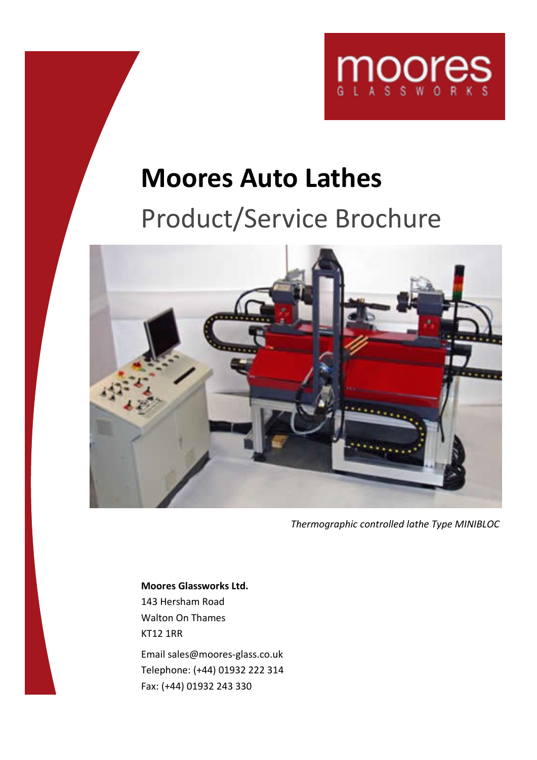# Moores Auto Lathes

## Product/Service Brochure

*Thermographic controlled lathe Type MINIBLOC*

**Moores Glassworks Ltd.**
143 Hersham Road
Walton On Thames
KT12 1RR

Email sales@moores-glass.co.uk
Telephone: (+44) 01932 222 314
Fax: (+44) 01932 243 330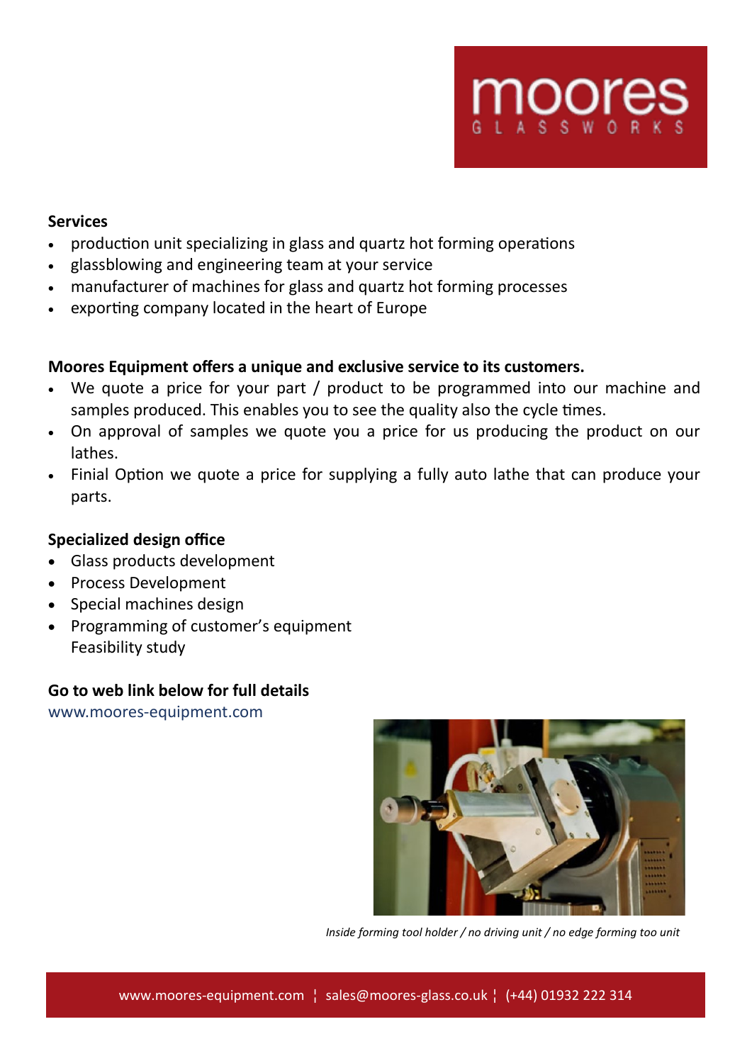moores GLASSWORKS

**Services**

- production unit specializing in glass and quartz hot forming operations
- glassblowing and engineering team at your service
- manufacturer of machines for glass and quartz hot forming processes
- exporting company located in the heart of Europe

**Moores Equipment offers a unique and exclusive service to its customers.**

- We quote a price for your part / product to be programmed into our machine and samples produced. This enables you to see the quality also the cycle times.
- On approval of samples we quote you a price for us producing the product on our lathes.
- Finial Option we quote a price for supplying a fully auto lathe that can produce your parts.

**Specialized design office**

- Glass products development
- Process Development
- Special machines design
- Programming of customer's equipment
  Feasibility study

**Go to web link below for full details**

www.moores-equipment.com

*Inside forming tool holder / no driving unit / no edge forming too unit*

www.moores-equipment.com ¦ sales@moores-glass.co.uk ¦ (+44) 01932 222 314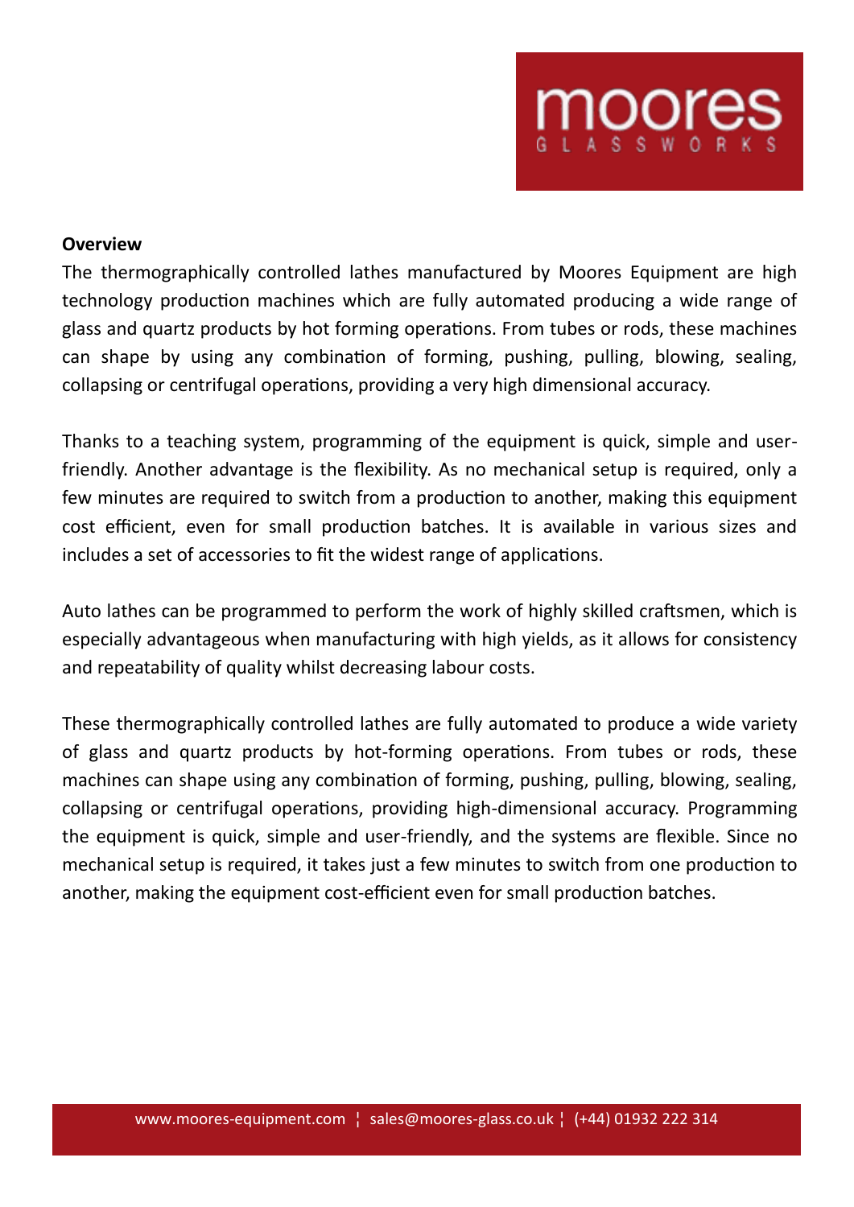**Overview**

The thermographically controlled lathes manufactured by Moores Equipment are high technology production machines which are fully automated producing a wide range of glass and quartz products by hot forming operations. From tubes or rods, these machines can shape by using any combination of forming, pushing, pulling, blowing, sealing, collapsing or centrifugal operations, providing a very high dimensional accuracy.

Thanks to a teaching system, programming of the equipment is quick, simple and user-friendly. Another advantage is the flexibility. As no mechanical setup is required, only a few minutes are required to switch from a production to another, making this equipment cost efficient, even for small production batches. It is available in various sizes and includes a set of accessories to fit the widest range of applications.

Auto lathes can be programmed to perform the work of highly skilled craftsmen, which is especially advantageous when manufacturing with high yields, as it allows for consistency and repeatability of quality whilst decreasing labour costs.

These thermographically controlled lathes are fully automated to produce a wide variety of glass and quartz products by hot-forming operations. From tubes or rods, these machines can shape using any combination of forming, pushing, pulling, blowing, sealing, collapsing or centrifugal operations, providing high-dimensional accuracy. Programming the equipment is quick, simple and user-friendly, and the systems are flexible. Since no mechanical setup is required, it takes just a few minutes to switch from one production to another, making the equipment cost-efficient even for small production batches.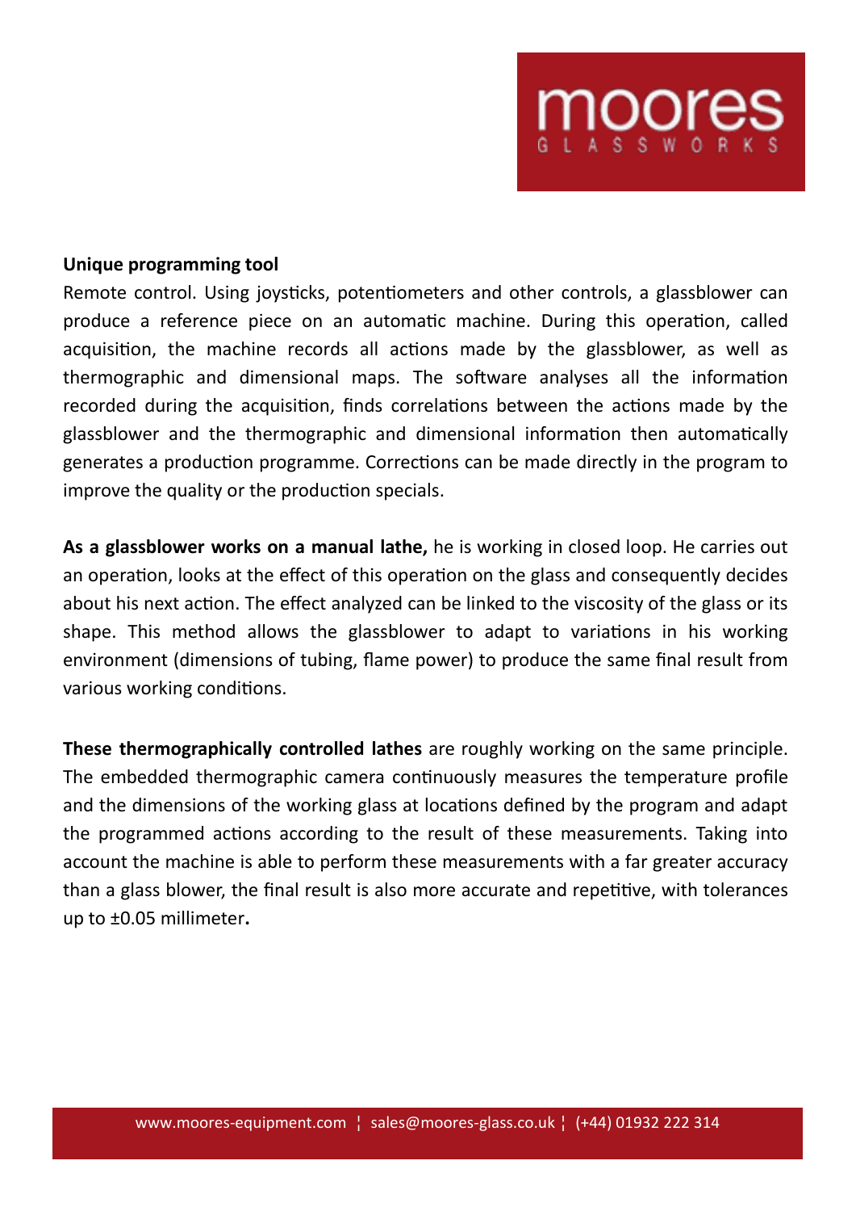**Unique programming tool**

Remote control. Using joysticks, potentiometers and other controls, a glassblower can produce a reference piece on an automatic machine. During this operation, called acquisition, the machine records all actions made by the glassblower, as well as thermographic and dimensional maps. The software analyses all the information recorded during the acquisition, finds correlations between the actions made by the glassblower and the thermographic and dimensional information then automatically generates a production programme. Corrections can be made directly in the program to improve the quality or the production specials.

**As a glassblower works on a manual lathe,** he is working in closed loop. He carries out an operation, looks at the effect of this operation on the glass and consequently decides about his next action. The effect analyzed can be linked to the viscosity of the glass or its shape. This method allows the glassblower to adapt to variations in his working environment (dimensions of tubing, flame power) to produce the same final result from various working conditions.

**These thermographically controlled lathes** are roughly working on the same principle. The embedded thermographic camera continuously measures the temperature profile and the dimensions of the working glass at locations defined by the program and adapt the programmed actions according to the result of these measurements. Taking into account the machine is able to perform these measurements with a far greater accuracy than a glass blower, the final result is also more accurate and repetitive, with tolerances up to ±0.05 millimeter**.**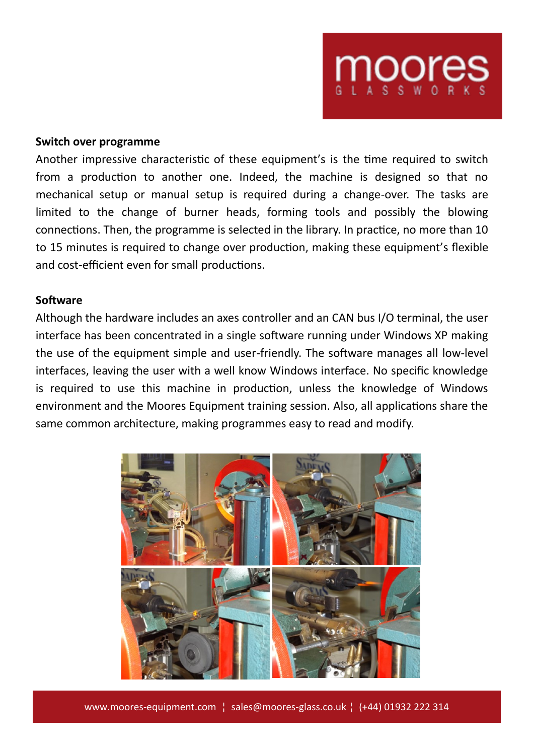## Switch over programme

Another impressive characteristic of these equipment's is the time required to switch from a production to another one. Indeed, the machine is designed so that no mechanical setup or manual setup is required during a change-over. The tasks are limited to the change of burner heads, forming tools and possibly the blowing connections. Then, the programme is selected in the library. In practice, no more than 10 to 15 minutes is required to change over production, making these equipment's flexible and cost-efficient even for small productions.

## Software

Although the hardware includes an axes controller and an CAN bus I/O terminal, the user interface has been concentrated in a single software running under Windows XP making the use of the equipment simple and user-friendly. The software manages all low-level interfaces, leaving the user with a well know Windows interface. No specific knowledge is required to use this machine in production, unless the knowledge of Windows environment and the Moores Equipment training session. Also, all applications share the same common architecture, making programmes easy to read and modify.